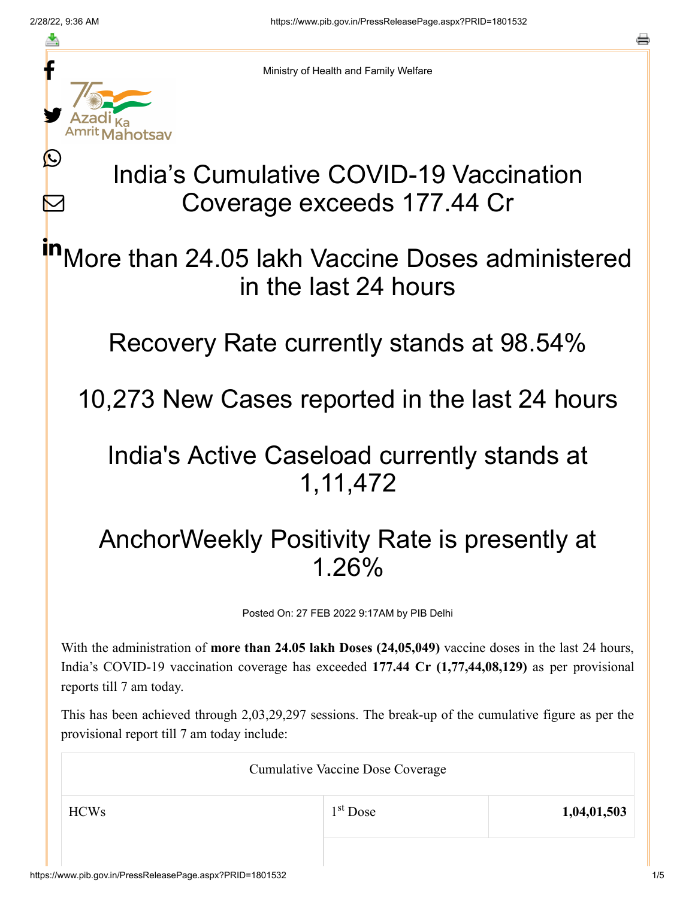Ministry of Health and Family Welfare

# India's Cumulative COVID-19 Vaccination Coverage exceeds 177.44 Cr

## More than 24.05 lakh Vaccine Doses administered in the last 24 hours

## Recovery Rate currently stands at 98.54%

## 10,273 New Cases reported in the last 24 hours

## India's Active Caseload currently stands at 1,11,472

## AnchorWeekly Positivity Rate is presently at 1.26%

Posted On: 27 FEB 2022 9:17AM by PIB Delhi

With the administration of **more than 24.05 lakh Doses (24,05,049)** vaccine doses in the last 24 hours, India's COVID-19 vaccination coverage has exceeded **177.44 Cr (1,77,44,08,129)** as per provisional reports till 7 am today.

This has been achieved through 2,03,29,297 sessions. The break-up of the cumulative figure as per the provisional report till 7 am today include:

| Cumulative Vaccine Dose Coverage | | |
|---|---|---|
| HCWs | 1st Dose | **1,04,01,503** |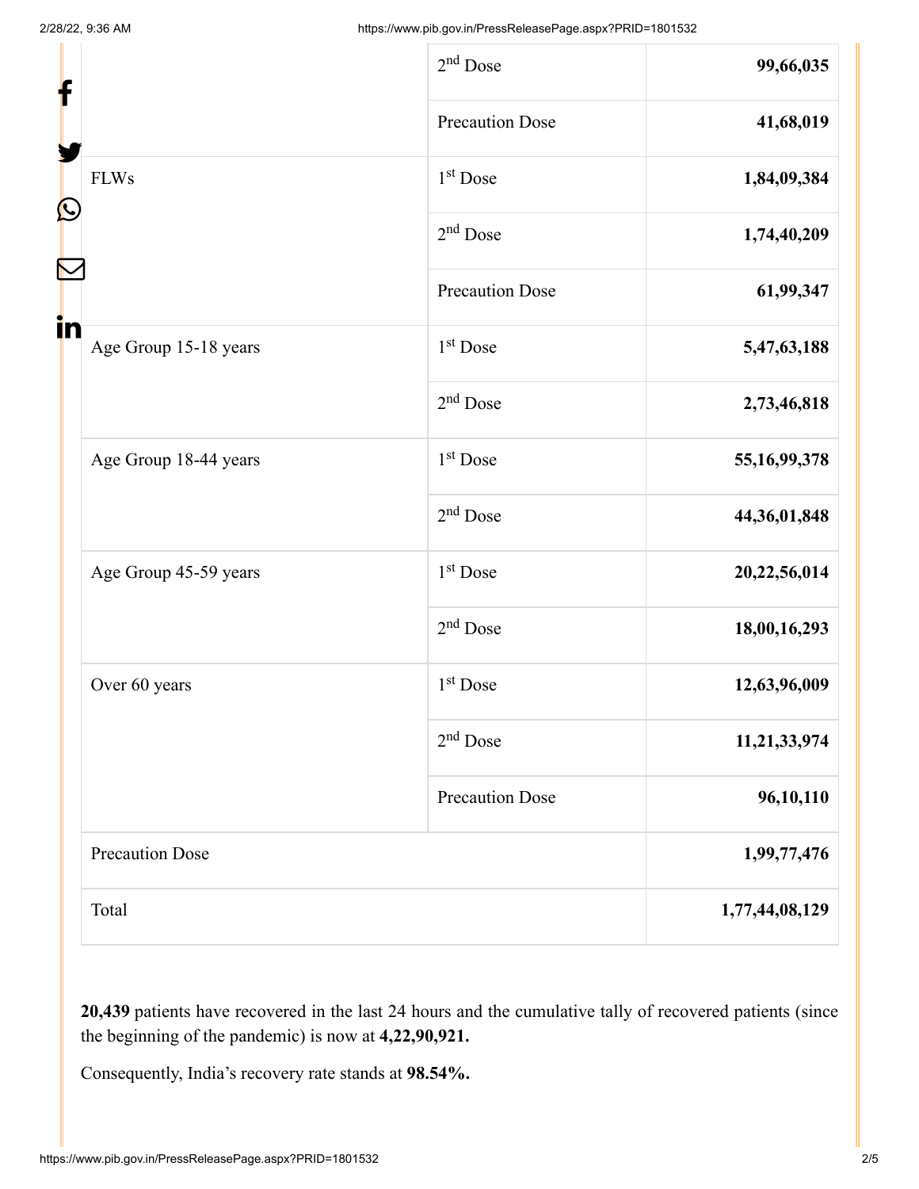| | | |
|---|---|---|
| | 2nd Dose | **99,66,035** |
| | Precaution Dose | **41,68,019** |
| FLWs | 1st Dose | **1,84,09,384** |
| | 2nd Dose | **1,74,40,209** |
| | Precaution Dose | **61,99,347** |
| Age Group 15-18 years | 1st Dose | **5,47,63,188** |
| | 2nd Dose | **2,73,46,818** |
| Age Group 18-44 years | 1st Dose | **55,16,99,378** |
| | 2nd Dose | **44,36,01,848** |
| Age Group 45-59 years | 1st Dose | **20,22,56,014** |
| | 2nd Dose | **18,00,16,293** |
| Over 60 years | 1st Dose | **12,63,96,009** |
| | 2nd Dose | **11,21,33,974** |
| | Precaution Dose | **96,10,110** |
| Precaution Dose | | **1,99,77,476** |
| Total | | **1,77,44,08,129** |

**20,439** patients have recovered in the last 24 hours and the cumulative tally of recovered patients (since the beginning of the pandemic) is now at **4,22,90,921.**

Consequently, India's recovery rate stands at **98.54%.**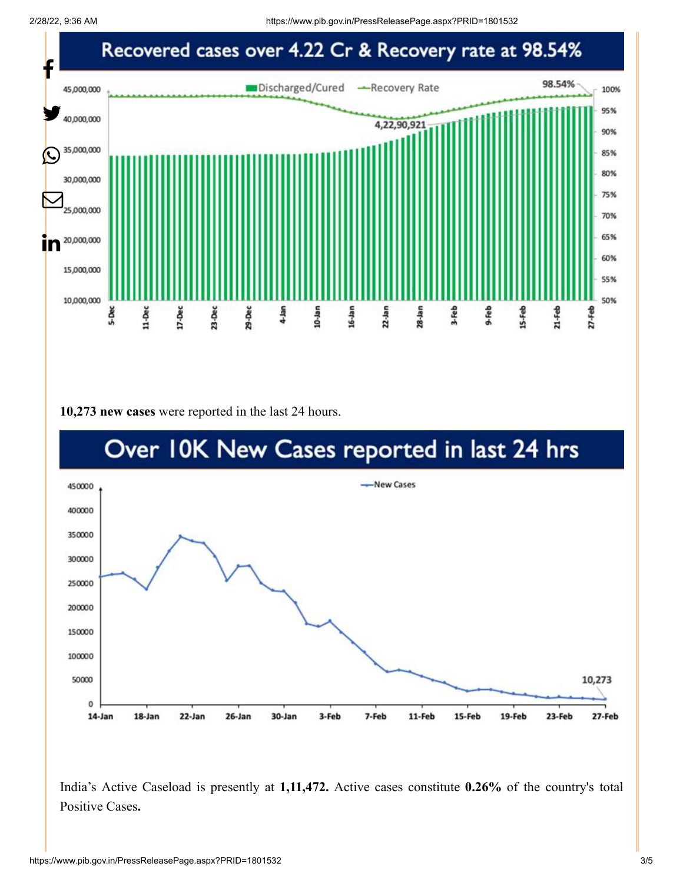## Recovered cases over 4.22 Cr & Recovery rate at 98.54%

**10,273 new cases** were reported in the last 24 hours.

## Over 10K New Cases reported in last 24 hrs

India's Active Caseload is presently at **1,11,472.** Active cases constitute **0.26%** of the country's total Positive Cases**.**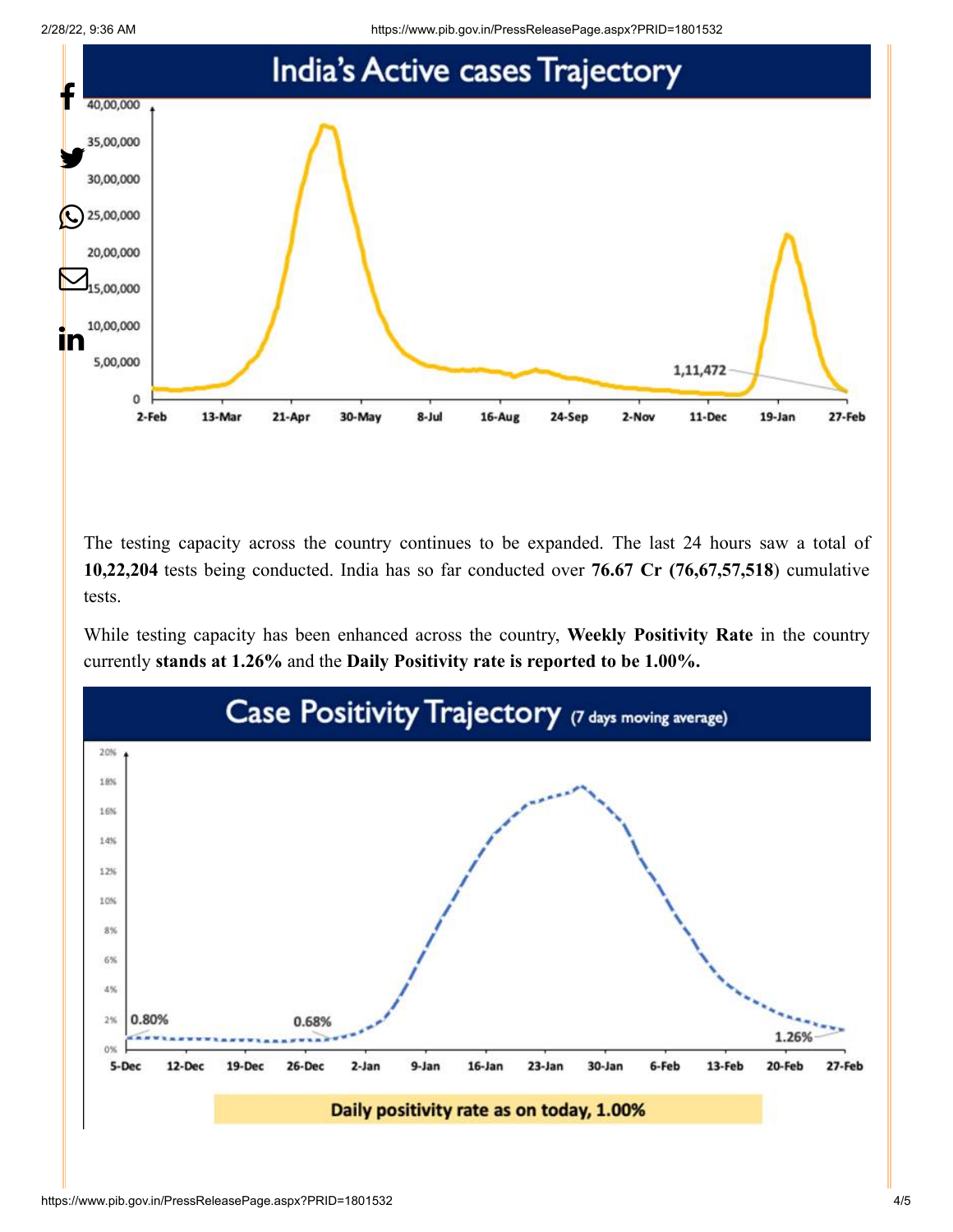## India's Active cases Trajectory

The testing capacity across the country continues to be expanded. The last 24 hours saw a total of **10,22,204** tests being conducted. India has so far conducted over **76.67 Cr (76,67,57,518**) cumulative tests.

While testing capacity has been enhanced across the country, **Weekly Positivity Rate** in the country currently **stands at 1.26%** and the **Daily Positivity rate is reported to be 1.00%.**

## Case Positivity Trajectory (7 days moving average)

Daily positivity rate as on today, 1.00%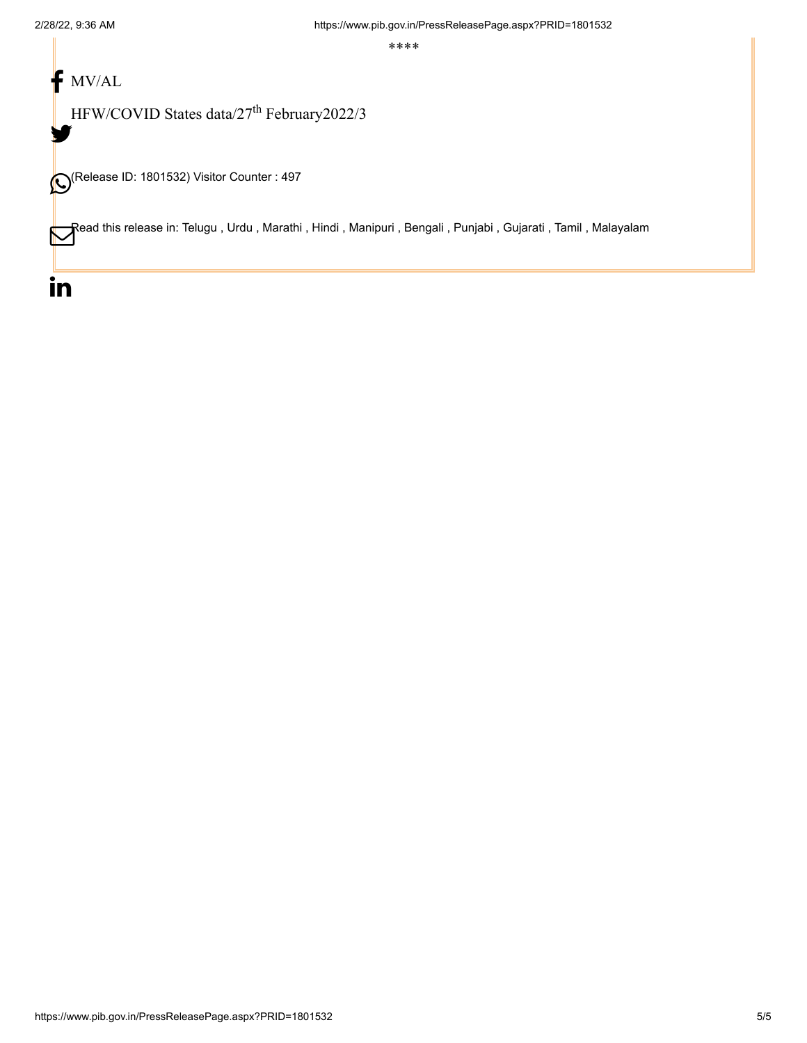****

MV/AL

HFW/COVID States data/27th February2022/3

(Release ID: 1801532) Visitor Counter : 497

Read this release in: Telugu , Urdu , Marathi , Hindi , Manipuri , Bengali , Punjabi , Gujarati , Tamil , Malayalam